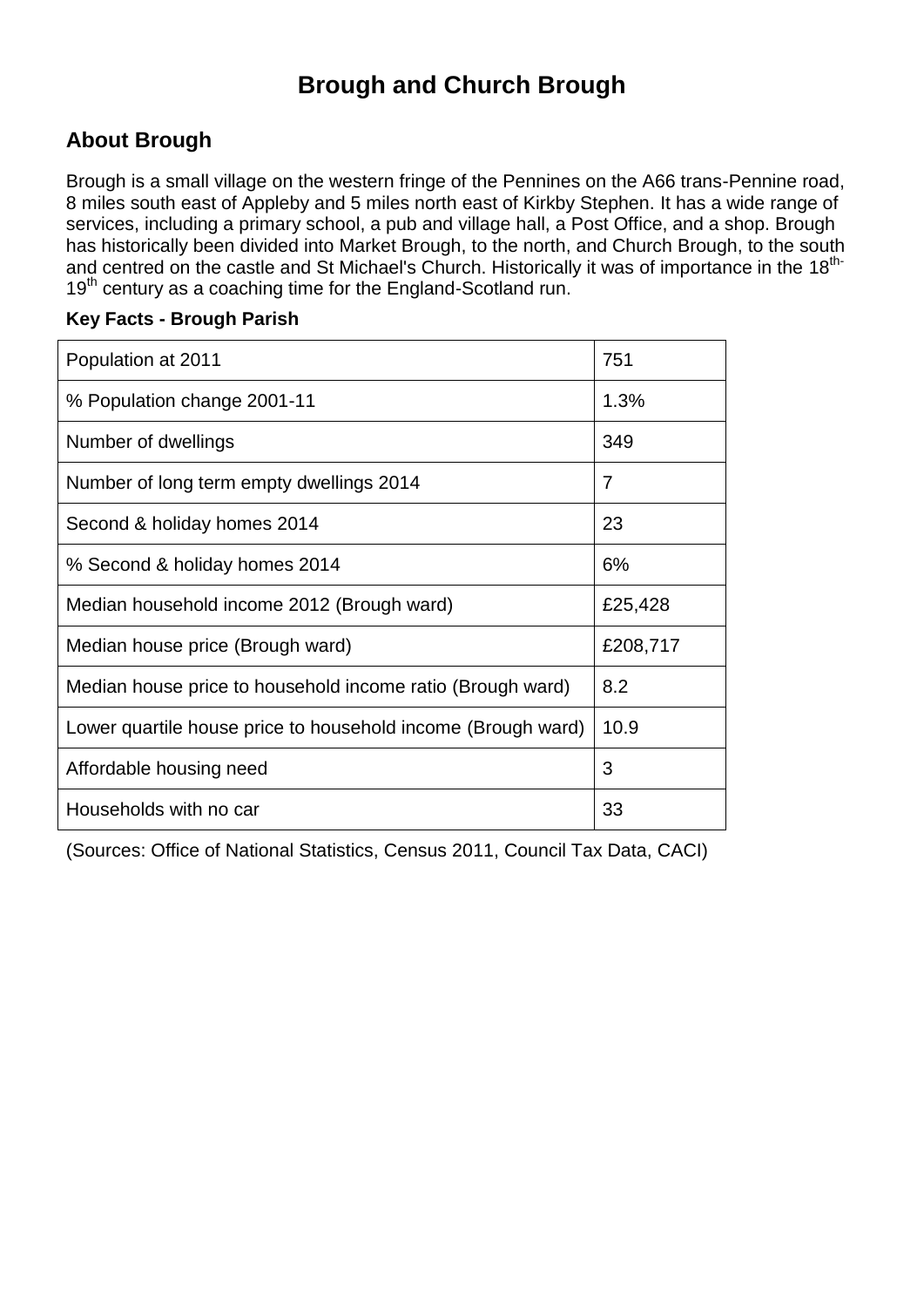# Brough and Church Brough

## About Brough

Brough is a small village on the western fringe of the Pennines on the A66 trans-Pennine road, 8 miles south east of Appleby and 5 miles north east of Kirkby Stephen. It has a wide range of services, including a primary school, a pub and village hall, a Post Office, and a shop. Brough has historically been divided into Market Brough, to the north, and Church Brough, to the south and centred on the castle and St Michael's Church. Historically it was of importance in the 18th-19th century as a coaching time for the England-Scotland run.

**Key Facts - Brough Parish**

| Key Fact | Value |
| --- | --- |
| Population at 2011 | 751 |
| % Population change 2001-11 | 1.3% |
| Number of dwellings | 349 |
| Number of long term empty dwellings 2014 | 7 |
| Second & holiday homes 2014 | 23 |
| % Second & holiday homes 2014 | 6% |
| Median household income 2012 (Brough ward) | £25,428 |
| Median house price (Brough ward) | £208,717 |
| Median house price to household income ratio (Brough ward) | 8.2 |
| Lower quartile house price to household income (Brough ward) | 10.9 |
| Affordable housing need | 3 |
| Households with no car | 33 |

(Sources: Office of National Statistics, Census 2011, Council Tax Data, CACI)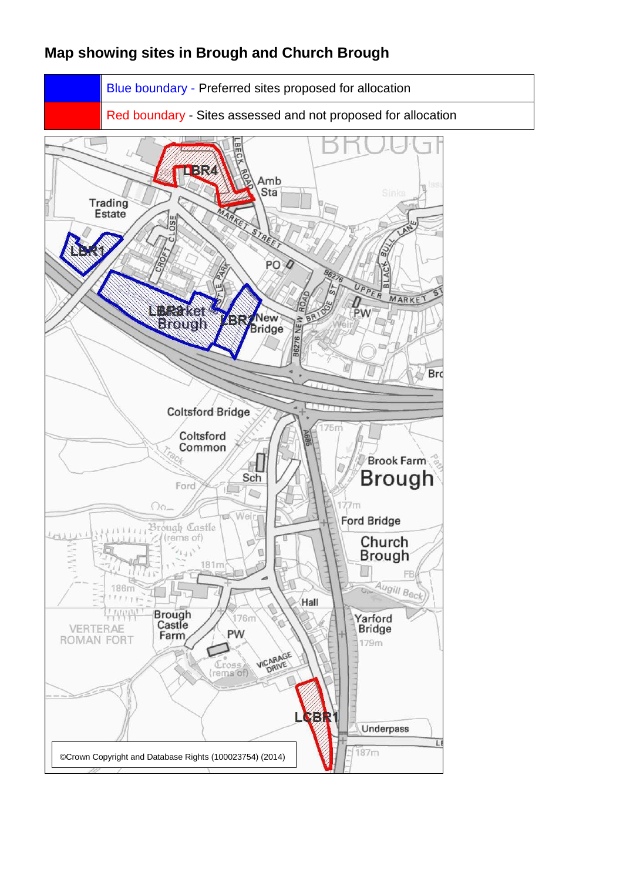## Map showing sites in Brough and Church Brough

| | |
|---|---|
| | Blue boundary - Preferred sites proposed for allocation |
| | Red boundary - Sites assessed and not proposed for allocation |

©Crown Copyright and Database Rights (100023754) (2014)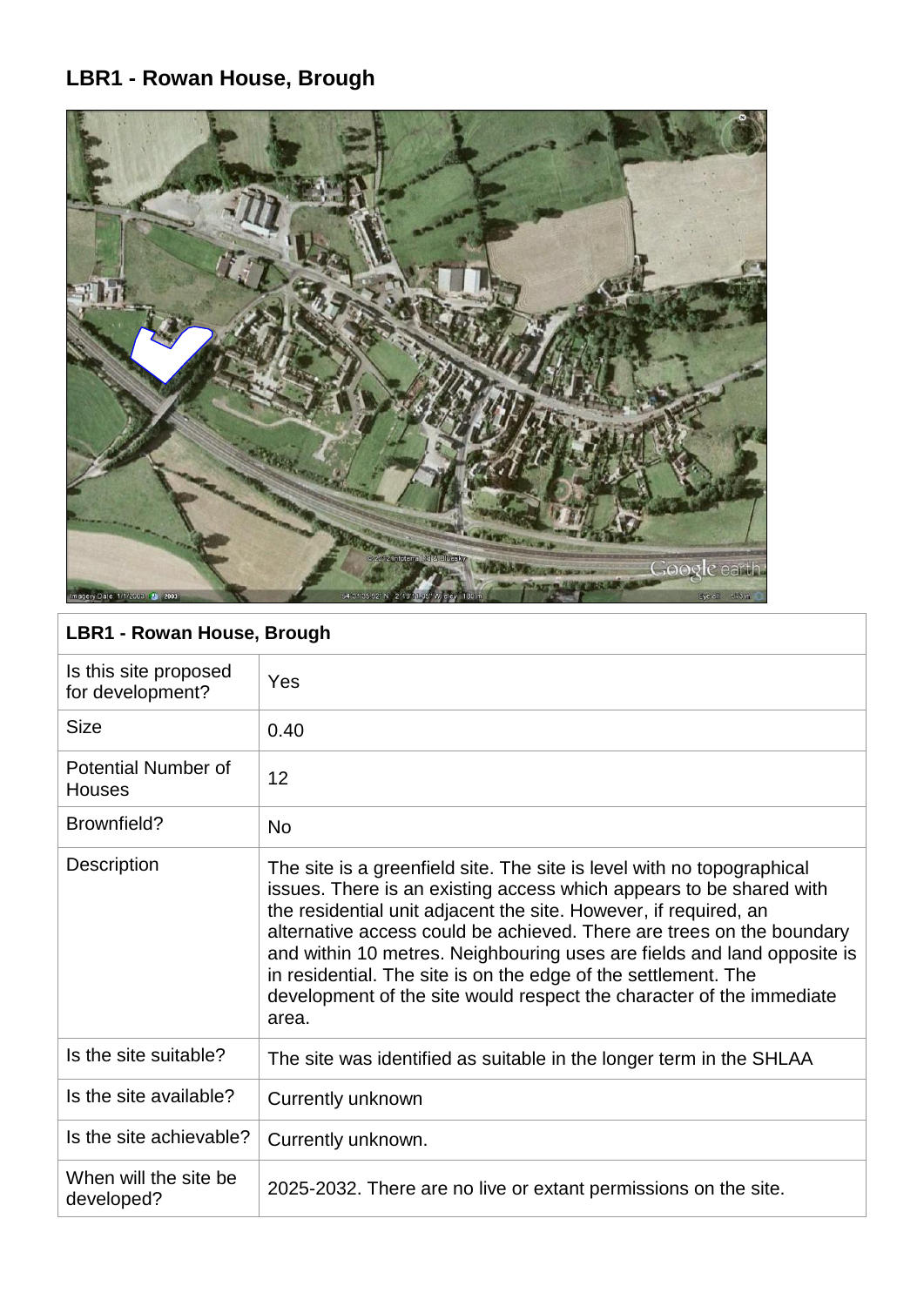## LBR1 - Rowan House, Brough

| LBR1 - Rowan House, Brough | |
|---|---|
| Is this site proposed for development? | Yes |
| Size | 0.40 |
| Potential Number of Houses | 12 |
| Brownfield? | No |
| Description | The site is a greenfield site. The site is level with no topographical issues. There is an existing access which appears to be shared with the residential unit adjacent the site. However, if required, an alternative access could be achieved. There are trees on the boundary and within 10 metres. Neighbouring uses are fields and land opposite is in residential. The site is on the edge of the settlement. The development of the site would respect the character of the immediate area. |
| Is the site suitable? | The site was identified as suitable in the longer term in the SHLAA |
| Is the site available? | Currently unknown |
| Is the site achievable? | Currently unknown. |
| When will the site be developed? | 2025-2032. There are no live or extant permissions on the site. |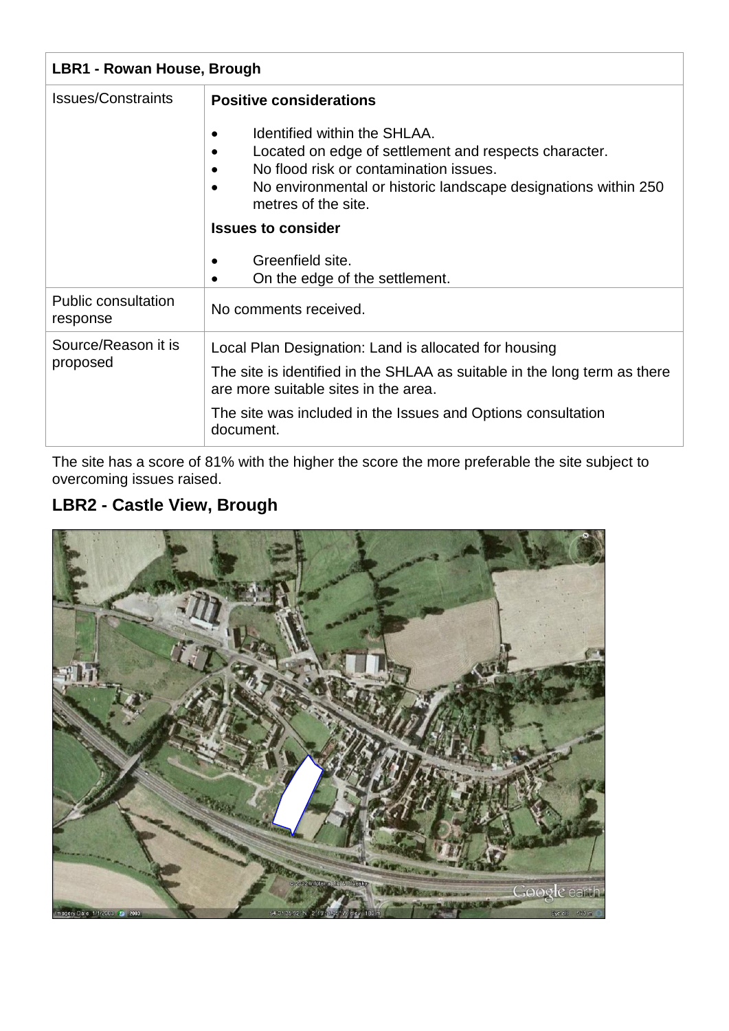| LBR1 - Rowan House, Brough | |
|---|---|
| Issues/Constraints | **Positive considerations**<br><br>• Identified within the SHLAA.<br>• Located on edge of settlement and respects character.<br>• No flood risk or contamination issues.<br>• No environmental or historic landscape designations within 250 metres of the site.<br><br>**Issues to consider**<br><br>• Greenfield site.<br>• On the edge of the settlement. |
| Public consultation response | No comments received. |
| Source/Reason it is proposed | Local Plan Designation: Land is allocated for housing<br><br>The site is identified in the SHLAA as suitable in the long term as there are more suitable sites in the area.<br><br>The site was included in the Issues and Options consultation document. |

The site has a score of 81% with the higher the score the more preferable the site subject to overcoming issues raised.

## LBR2 - Castle View, Brough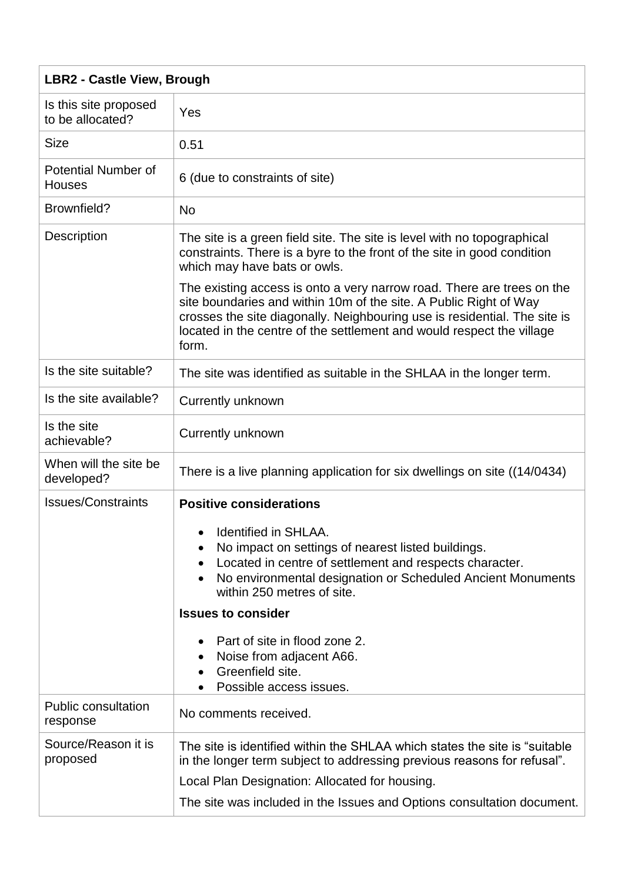| LBR2 - Castle View, Brough | |
|---|---|
| Is this site proposed to be allocated? | Yes |
| Size | 0.51 |
| Potential Number of Houses | 6 (due to constraints of site) |
| Brownfield? | No |
| Description | The site is a green field site. The site is level with no topographical constraints. There is a byre to the front of the site in good condition which may have bats or owls.<br><br>The existing access is onto a very narrow road. There are trees on the site boundaries and within 10m of the site. A Public Right of Way crosses the site diagonally. Neighbouring use is residential. The site is located in the centre of the settlement and would respect the village form. |
| Is the site suitable? | The site was identified as suitable in the SHLAA in the longer term. |
| Is the site available? | Currently unknown |
| Is the site achievable? | Currently unknown |
| When will the site be developed? | There is a live planning application for six dwellings on site ((14/0434) |
| Issues/Constraints | **Positive considerations**<br><br>• Identified in SHLAA.<br>• No impact on settings of nearest listed buildings.<br>• Located in centre of settlement and respects character.<br>• No environmental designation or Scheduled Ancient Monuments within 250 metres of site.<br><br>**Issues to consider**<br><br>• Part of site in flood zone 2.<br>• Noise from adjacent A66.<br>• Greenfield site.<br>• Possible access issues. |
| Public consultation response | No comments received. |
| Source/Reason it is proposed | The site is identified within the SHLAA which states the site is "suitable in the longer term subject to addressing previous reasons for refusal".<br><br>Local Plan Designation: Allocated for housing.<br><br>The site was included in the Issues and Options consultation document. |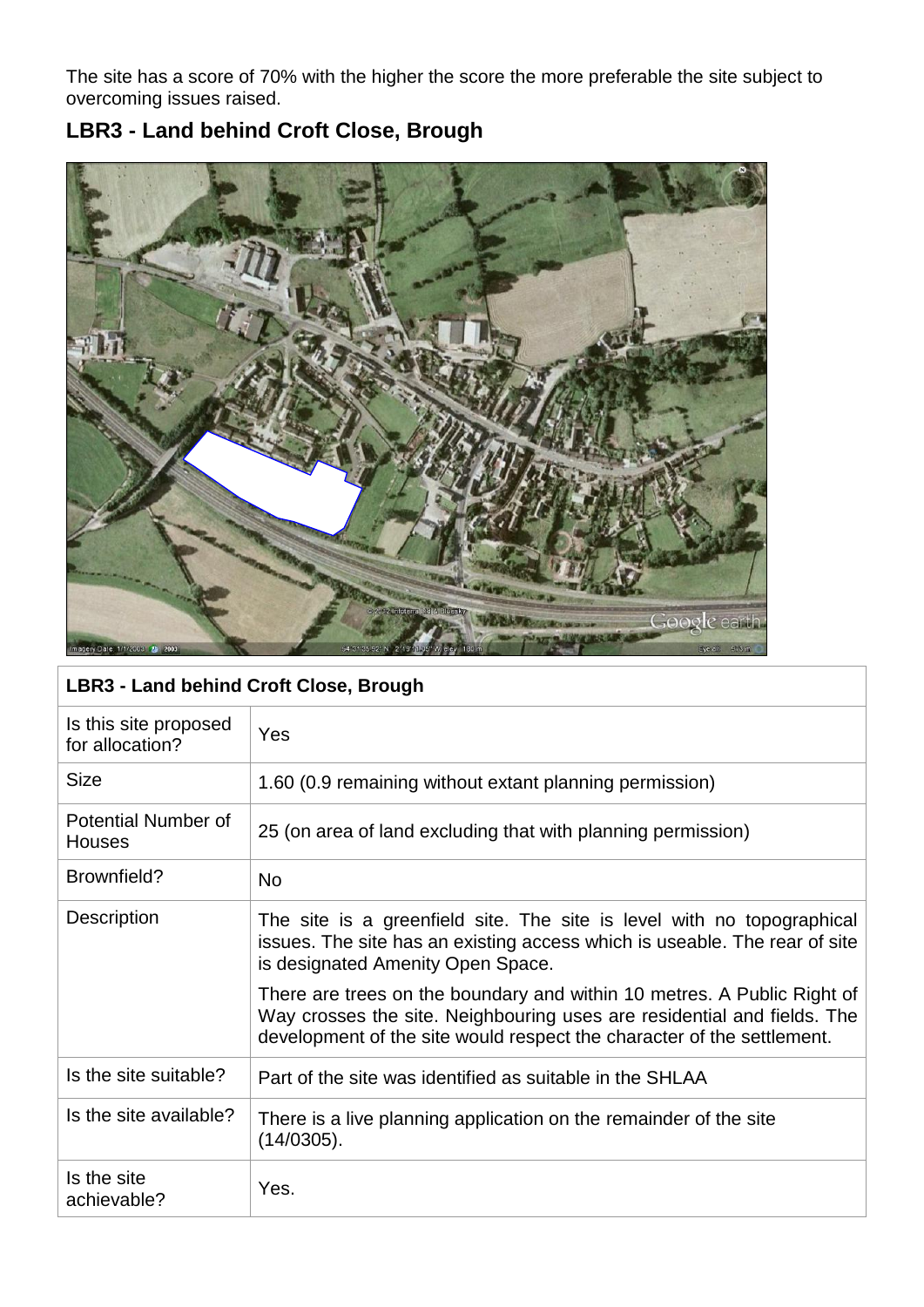The site has a score of 70% with the higher the score the more preferable the site subject to overcoming issues raised.

### LBR3 - Land behind Croft Close, Brough

| LBR3 - Land behind Croft Close, Brough | |
|---|---|
| Is this site proposed for allocation? | Yes |
| Size | 1.60 (0.9 remaining without extant planning permission) |
| Potential Number of Houses | 25 (on area of land excluding that with planning permission) |
| Brownfield? | No |
| Description | The site is a greenfield site. The site is level with no topographical issues. The site has an existing access which is useable. The rear of site is designated Amenity Open Space.<br><br>There are trees on the boundary and within 10 metres. A Public Right of Way crosses the site. Neighbouring uses are residential and fields. The development of the site would respect the character of the settlement. |
| Is the site suitable? | Part of the site was identified as suitable in the SHLAA |
| Is the site available? | There is a live planning application on the remainder of the site (14/0305). |
| Is the site achievable? | Yes. |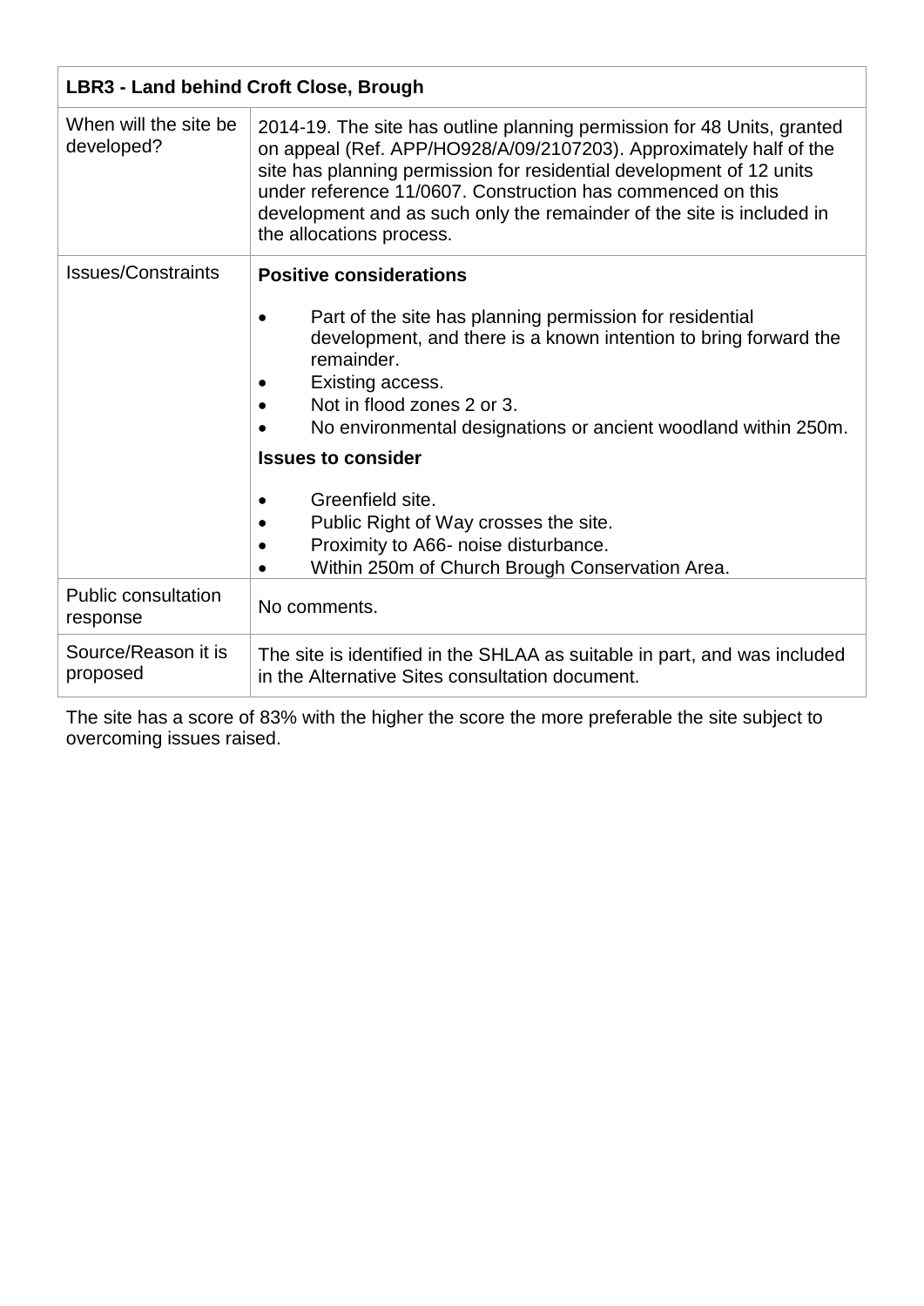| LBR3 - Land behind Croft Close, Brough | |
|---|---|
| When will the site be developed? | 2014-19. The site has outline planning permission for 48 Units, granted on appeal (Ref. APP/HO928/A/09/2107203). Approximately half of the site has planning permission for residential development of 12 units under reference 11/0607. Construction has commenced on this development and as such only the remainder of the site is included in the allocations process. |
| Issues/Constraints | **Positive considerations**<br><br>• Part of the site has planning permission for residential development, and there is a known intention to bring forward the remainder.<br>• Existing access.<br>• Not in flood zones 2 or 3.<br>• No environmental designations or ancient woodland within 250m.<br><br>**Issues to consider**<br><br>• Greenfield site.<br>• Public Right of Way crosses the site.<br>• Proximity to A66- noise disturbance.<br>• Within 250m of Church Brough Conservation Area. |
| Public consultation response | No comments. |
| Source/Reason it is proposed | The site is identified in the SHLAA as suitable in part, and was included in the Alternative Sites consultation document. |

The site has a score of 83% with the higher the score the more preferable the site subject to overcoming issues raised.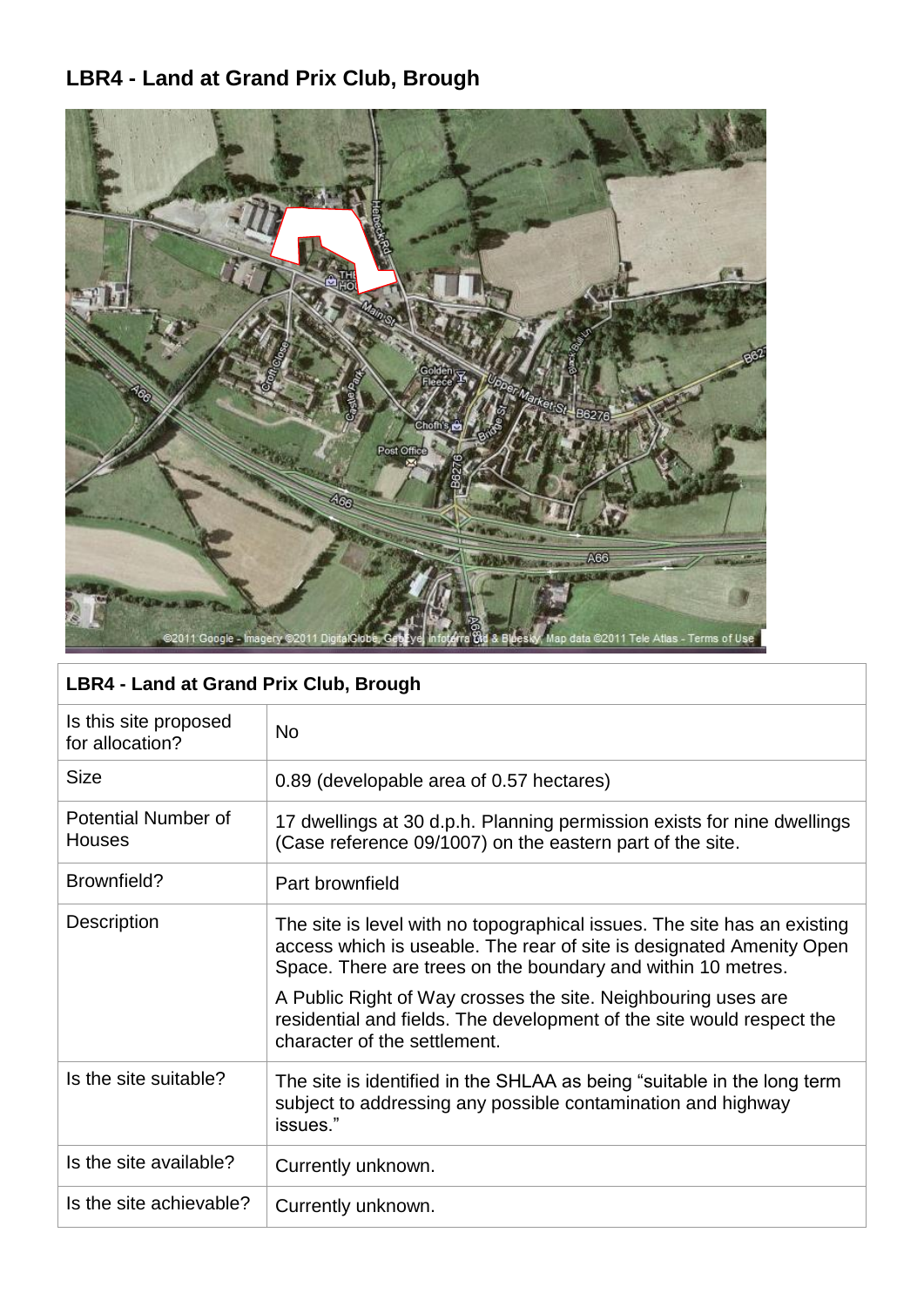## LBR4 - Land at Grand Prix Club, Brough

| LBR4 - Land at Grand Prix Club, Brough | |
|---|---|
| Is this site proposed for allocation? | No |
| Size | 0.89 (developable area of 0.57 hectares) |
| Potential Number of Houses | 17 dwellings at 30 d.p.h. Planning permission exists for nine dwellings (Case reference 09/1007) on the eastern part of the site. |
| Brownfield? | Part brownfield |
| Description | The site is level with no topographical issues. The site has an existing access which is useable. The rear of site is designated Amenity Open Space. There are trees on the boundary and within 10 metres.<br><br>A Public Right of Way crosses the site. Neighbouring uses are residential and fields. The development of the site would respect the character of the settlement. |
| Is the site suitable? | The site is identified in the SHLAA as being "suitable in the long term subject to addressing any possible contamination and highway issues." |
| Is the site available? | Currently unknown. |
| Is the site achievable? | Currently unknown. |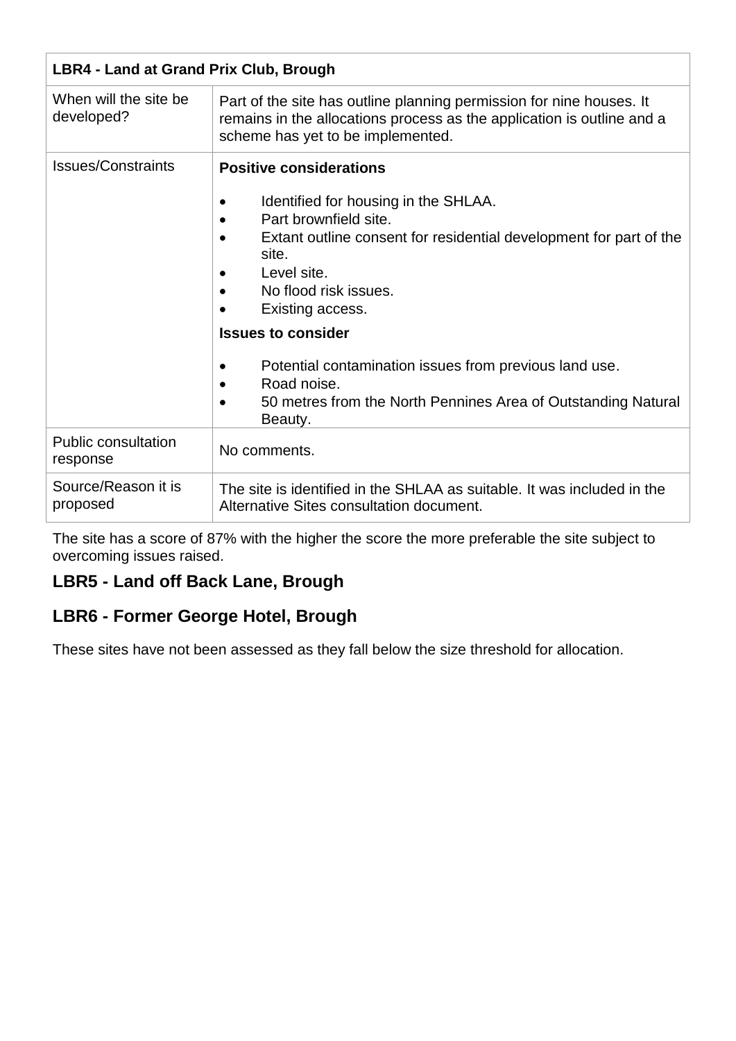| LBR4 - Land at Grand Prix Club, Brough | |
|---|---|
| When will the site be developed? | Part of the site has outline planning permission for nine houses. It remains in the allocations process as the application is outline and a scheme has yet to be implemented. |
| Issues/Constraints | **Positive considerations**<br><br>• Identified for housing in the SHLAA.<br>• Part brownfield site.<br>• Extant outline consent for residential development for part of the site.<br>• Level site.<br>• No flood risk issues.<br>• Existing access.<br><br>**Issues to consider**<br><br>• Potential contamination issues from previous land use.<br>• Road noise.<br>• 50 metres from the North Pennines Area of Outstanding Natural Beauty. |
| Public consultation response | No comments. |
| Source/Reason it is proposed | The site is identified in the SHLAA as suitable. It was included in the Alternative Sites consultation document. |

The site has a score of 87% with the higher the score the more preferable the site subject to overcoming issues raised.

## LBR5 - Land off Back Lane, Brough

## LBR6 - Former George Hotel, Brough

These sites have not been assessed as they fall below the size threshold for allocation.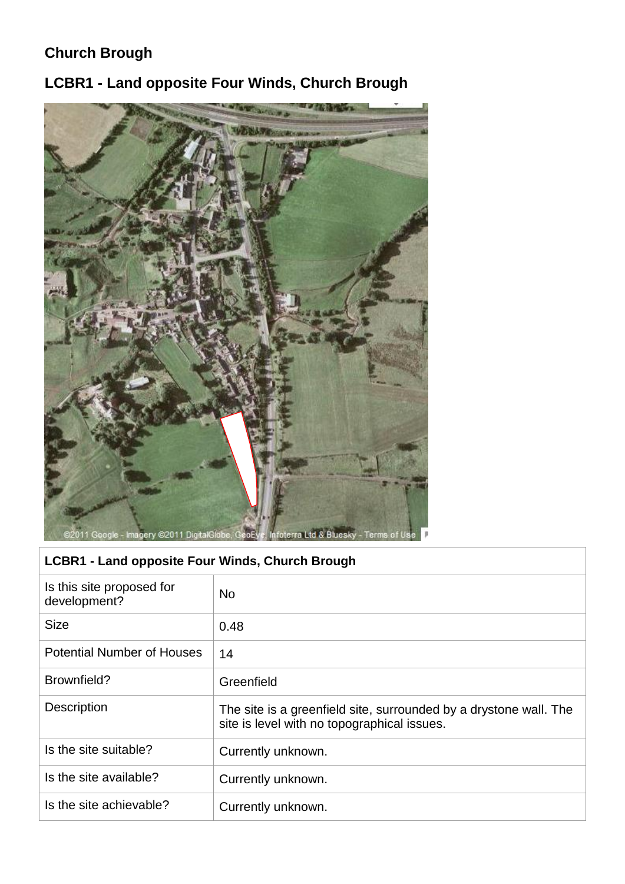## Church Brough

### LCBR1 - Land opposite Four Winds, Church Brough

| LCBR1 - Land opposite Four Winds, Church Brough | |
|---|---|
| Is this site proposed for development? | No |
| Size | 0.48 |
| Potential Number of Houses | 14 |
| Brownfield? | Greenfield |
| Description | The site is a greenfield site, surrounded by a drystone wall. The site is level with no topographical issues. |
| Is the site suitable? | Currently unknown. |
| Is the site available? | Currently unknown. |
| Is the site achievable? | Currently unknown. |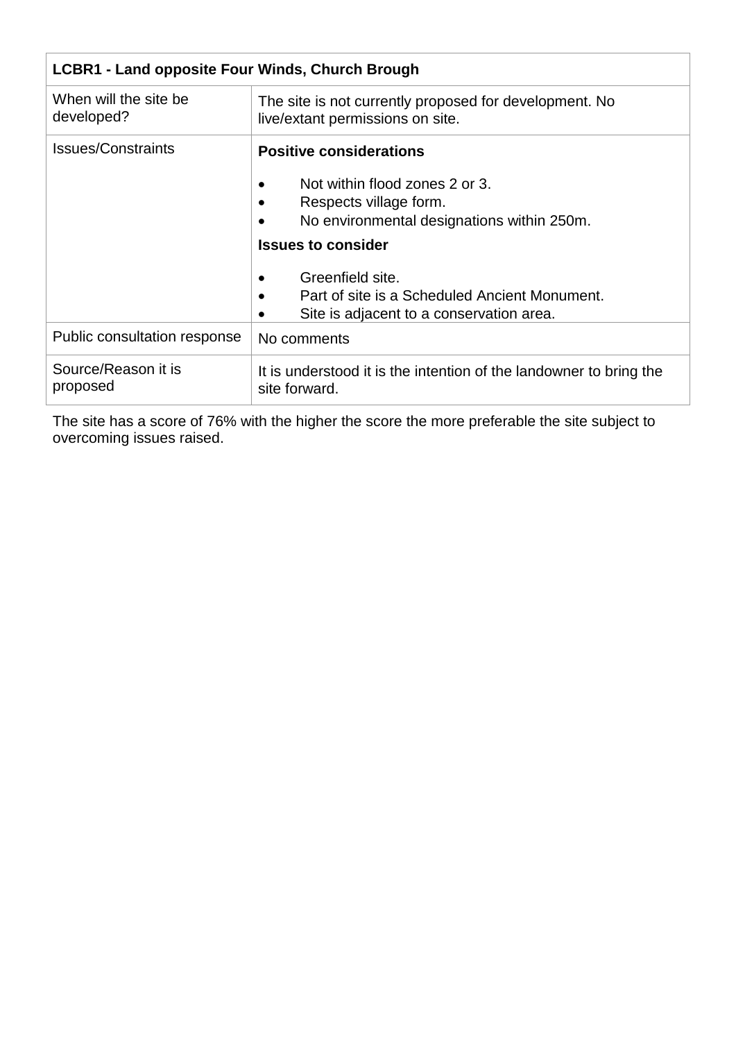| LCBR1 - Land opposite Four Winds, Church Brough | |
|---|---|
| When will the site be developed? | The site is not currently proposed for development. No live/extant permissions on site. |
| Issues/Constraints | **Positive considerations**<br>• Not within flood zones 2 or 3.<br>• Respects village form.<br>• No environmental designations within 250m.<br>**Issues to consider**<br>• Greenfield site.<br>• Part of site is a Scheduled Ancient Monument.<br>• Site is adjacent to a conservation area. |
| Public consultation response | No comments |
| Source/Reason it is proposed | It is understood it is the intention of the landowner to bring the site forward. |

The site has a score of 76% with the higher the score the more preferable the site subject to overcoming issues raised.